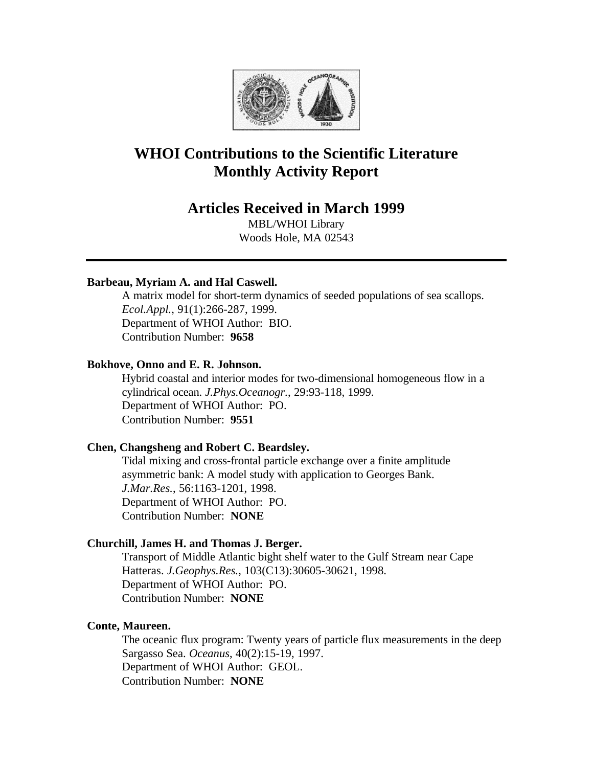# WHOI Contributions to the Scientific Literature
# Monthly Activity Report

## Articles Received in March 1999

MBL/WHOI Library
Woods Hole, MA 02543

---

**Barbeau, Myriam A. and Hal Caswell.**
A matrix model for short-term dynamics of seeded populations of sea scallops. *Ecol.Appl.*, 91(1):266-287, 1999.
Department of WHOI Author: BIO.
Contribution Number: **9658**

**Bokhove, Onno and E. R. Johnson.**
Hybrid coastal and interior modes for two-dimensional homogeneous flow in a cylindrical ocean. *J.Phys.Oceanogr.*, 29:93-118, 1999.
Department of WHOI Author: PO.
Contribution Number: **9551**

**Chen, Changsheng and Robert C. Beardsley.**
Tidal mixing and cross-frontal particle exchange over a finite amplitude asymmetric bank: A model study with application to Georges Bank. *J.Mar.Res.*, 56:1163-1201, 1998.
Department of WHOI Author: PO.
Contribution Number: **NONE**

**Churchill, James H. and Thomas J. Berger.**
Transport of Middle Atlantic bight shelf water to the Gulf Stream near Cape Hatteras. *J.Geophys.Res.*, 103(C13):30605-30621, 1998.
Department of WHOI Author: PO.
Contribution Number: **NONE**

**Conte, Maureen.**
The oceanic flux program: Twenty years of particle flux measurements in the deep Sargasso Sea. *Oceanus*, 40(2):15-19, 1997.
Department of WHOI Author: GEOL.
Contribution Number: **NONE**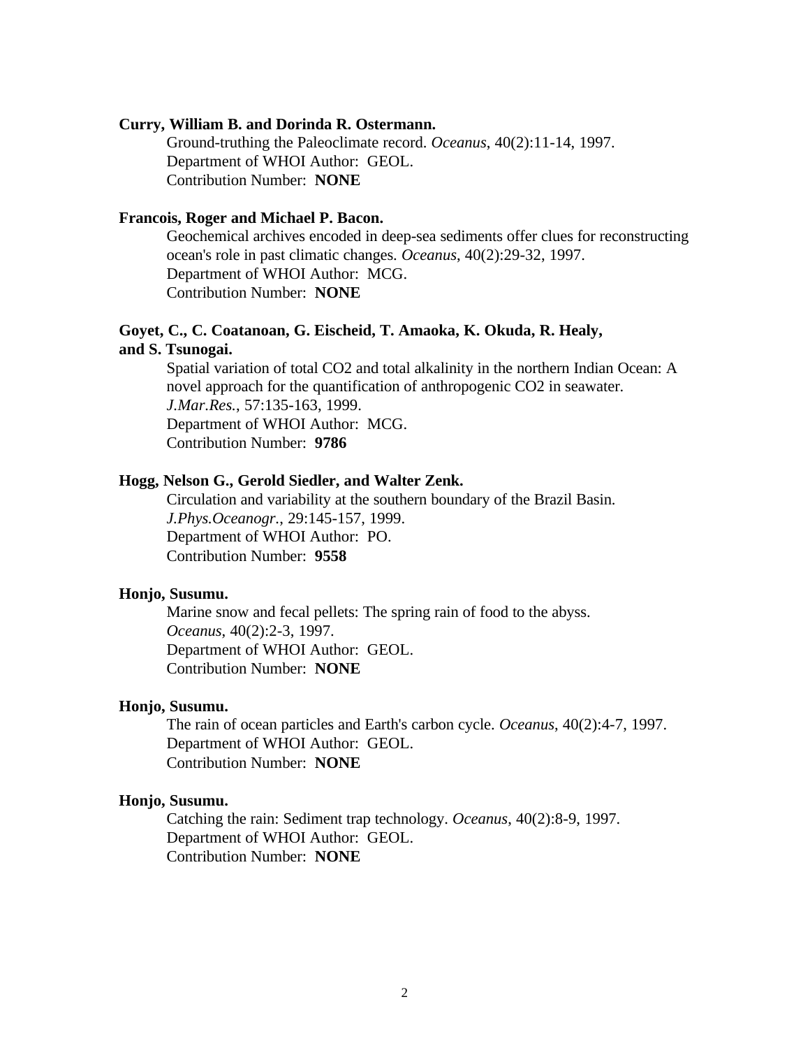**Curry, William B. and Dorinda R. Ostermann.**

Ground-truthing the Paleoclimate record. *Oceanus*, 40(2):11-14, 1997.
Department of WHOI Author: GEOL.
Contribution Number: **NONE**

**Francois, Roger and Michael P. Bacon.**

Geochemical archives encoded in deep-sea sediments offer clues for reconstructing ocean's role in past climatic changes. *Oceanus*, 40(2):29-32, 1997.
Department of WHOI Author: MCG.
Contribution Number: **NONE**

**Goyet, C., C. Coatanoan, G. Eischeid, T. Amaoka, K. Okuda, R. Healy, and S. Tsunogai.**

Spatial variation of total CO2 and total alkalinity in the northern Indian Ocean: A novel approach for the quantification of anthropogenic CO2 in seawater. *J.Mar.Res.*, 57:135-163, 1999.
Department of WHOI Author: MCG.
Contribution Number: **9786**

**Hogg, Nelson G., Gerold Siedler, and Walter Zenk.**

Circulation and variability at the southern boundary of the Brazil Basin. *J.Phys.Oceanogr.*, 29:145-157, 1999.
Department of WHOI Author: PO.
Contribution Number: **9558**

**Honjo, Susumu.**

Marine snow and fecal pellets: The spring rain of food to the abyss. *Oceanus*, 40(2):2-3, 1997.
Department of WHOI Author: GEOL.
Contribution Number: **NONE**

**Honjo, Susumu.**

The rain of ocean particles and Earth's carbon cycle. *Oceanus*, 40(2):4-7, 1997.
Department of WHOI Author: GEOL.
Contribution Number: **NONE**

**Honjo, Susumu.**

Catching the rain: Sediment trap technology. *Oceanus*, 40(2):8-9, 1997.
Department of WHOI Author: GEOL.
Contribution Number: **NONE**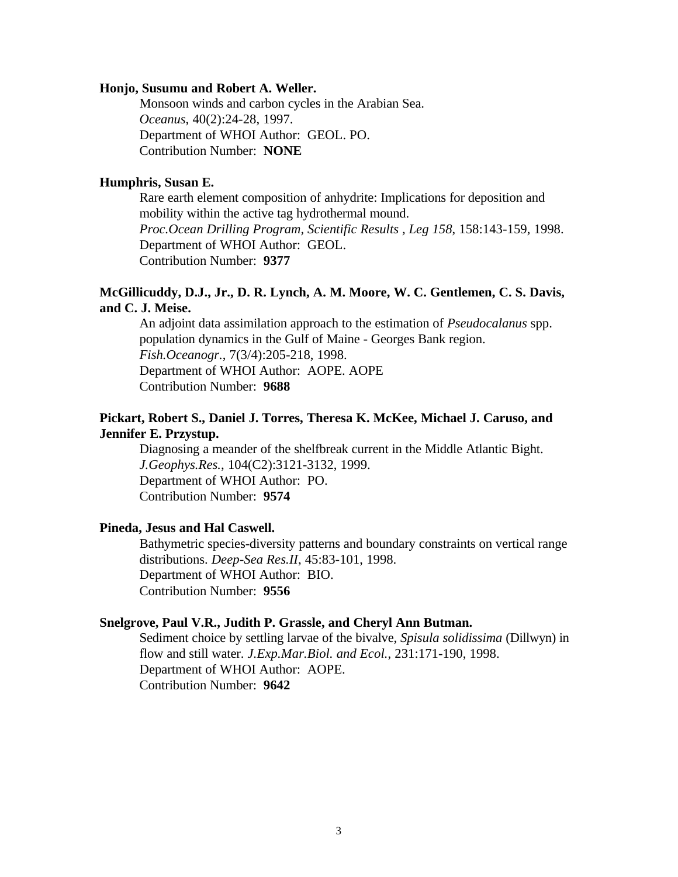**Honjo, Susumu and Robert A. Weller.**

Monsoon winds and carbon cycles in the Arabian Sea.
*Oceanus*, 40(2):24-28, 1997.
Department of WHOI Author:  GEOL. PO.
Contribution Number:  **NONE**

**Humphris, Susan E.**

Rare earth element composition of anhydrite: Implications for deposition and mobility within the active tag hydrothermal mound.
*Proc.Ocean Drilling Program, Scientific Results , Leg 158*, 158:143-159, 1998.
Department of WHOI Author:  GEOL.
Contribution Number:  **9377**

**McGillicuddy, D.J., Jr., D. R. Lynch, A. M. Moore, W. C. Gentlemen, C. S. Davis, and C. J. Meise.**

An adjoint data assimilation approach to the estimation of *Pseudocalanus* spp. population dynamics in the Gulf of Maine - Georges Bank region.
*Fish.Oceanogr.*, 7(3/4):205-218, 1998.
Department of WHOI Author:  AOPE. AOPE
Contribution Number:  **9688**

**Pickart, Robert S., Daniel J. Torres, Theresa K. McKee, Michael J. Caruso, and Jennifer E. Przystup.**

Diagnosing a meander of the shelfbreak current in the Middle Atlantic Bight.
*J.Geophys.Res.*, 104(C2):3121-3132, 1999.
Department of WHOI Author:  PO.
Contribution Number:  **9574**

**Pineda, Jesus and Hal Caswell.**

Bathymetric species-diversity patterns and boundary constraints on vertical range distributions. *Deep-Sea Res.II*, 45:83-101, 1998.
Department of WHOI Author:  BIO.
Contribution Number:  **9556**

**Snelgrove, Paul V.R., Judith P. Grassle, and Cheryl Ann Butman.**

Sediment choice by settling larvae of the bivalve, *Spisula solidissima* (Dillwyn) in flow and still water. *J.Exp.Mar.Biol. and Ecol.*, 231:171-190, 1998.
Department of WHOI Author:  AOPE.
Contribution Number:  **9642**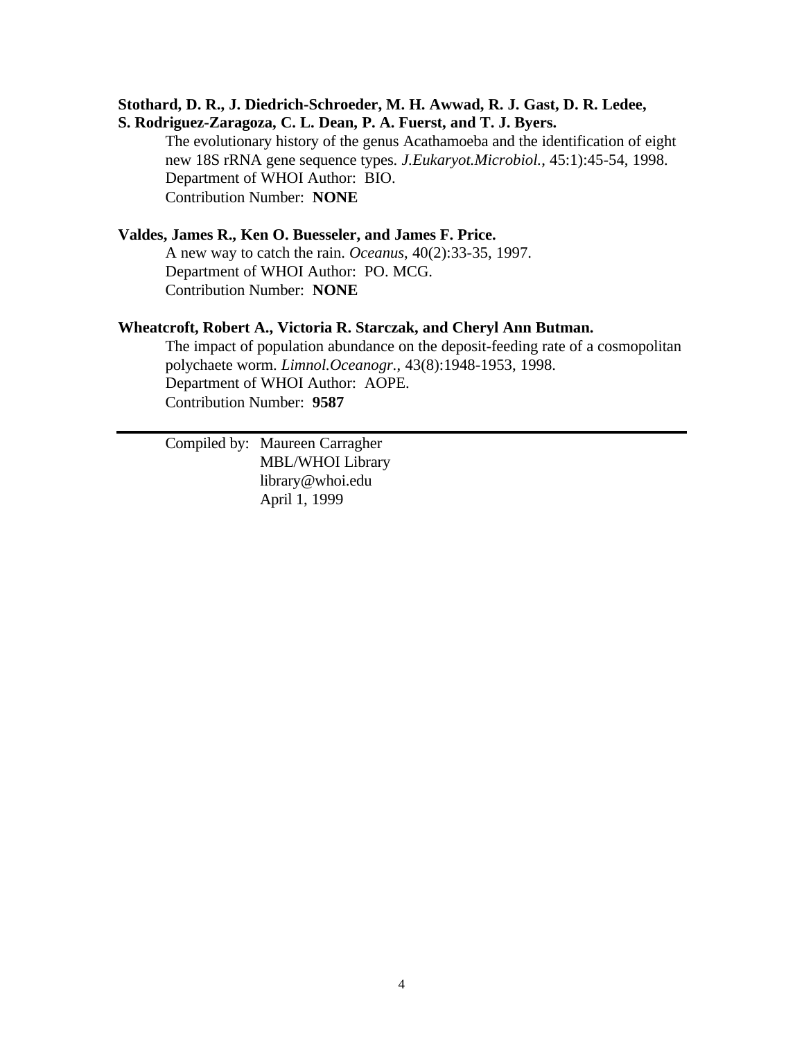**Stothard, D. R., J. Diedrich-Schroeder, M. H. Awwad, R. J. Gast, D. R. Ledee, S. Rodriguez-Zaragoza, C. L. Dean, P. A. Fuerst, and T. J. Byers.**

The evolutionary history of the genus Acathamoeba and the identification of eight new 18S rRNA gene sequence types. *J.Eukaryot.Microbiol.*, 45:1):45-54, 1998.
Department of WHOI Author: BIO.
Contribution Number: **NONE**

**Valdes, James R., Ken O. Buesseler, and James F. Price.**

A new way to catch the rain. *Oceanus*, 40(2):33-35, 1997.
Department of WHOI Author: PO. MCG.
Contribution Number: **NONE**

**Wheatcroft, Robert A., Victoria R. Starczak, and Cheryl Ann Butman.**

The impact of population abundance on the deposit-feeding rate of a cosmopolitan polychaete worm. *Limnol.Oceanogr.*, 43(8):1948-1953, 1998.
Department of WHOI Author: AOPE.
Contribution Number: **9587**

---

Compiled by: Maureen Carragher
MBL/WHOI Library
library@whoi.edu
April 1, 1999